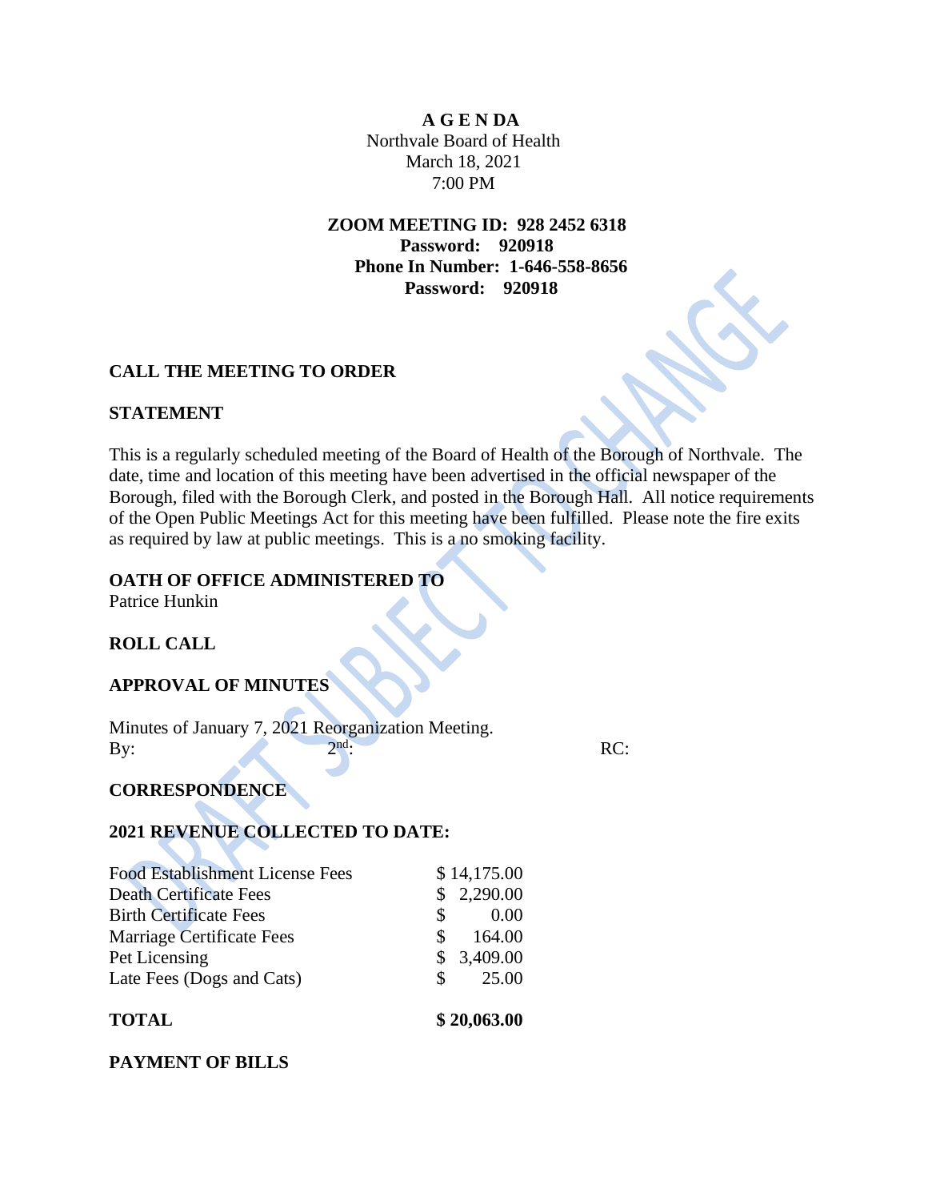**A G E N DA**
Northvale Board of Health
March 18, 2021
7:00 PM

**ZOOM MEETING ID: 928 2452 6318**
**Password: 920918**
**Phone In Number: 1-646-558-8656**
**Password: 920918**

## CALL THE MEETING TO ORDER

## STATEMENT

This is a regularly scheduled meeting of the Board of Health of the Borough of Northvale. The date, time and location of this meeting have been advertised in the official newspaper of the Borough, filed with the Borough Clerk, and posted in the Borough Hall. All notice requirements of the Open Public Meetings Act for this meeting have been fulfilled. Please note the fire exits as required by law at public meetings. This is a no smoking facility.

## OATH OF OFFICE ADMINISTERED TO

Patrice Hunkin

## ROLL CALL

## APPROVAL OF MINUTES

Minutes of January 7, 2021 Reorganization Meeting.
By: 2nd: RC:

## CORRESPONDENCE

## 2021 REVENUE COLLECTED TO DATE:

| | |
|---|---|
| Food Establishment License Fees | $ 14,175.00 |
| Death Certificate Fees | $ 2,290.00 |
| Birth Certificate Fees | $ 0.00 |
| Marriage Certificate Fees | $ 164.00 |
| Pet Licensing | $ 3,409.00 |
| Late Fees (Dogs and Cats) | $ 25.00 |
| **TOTAL** | **$ 20,063.00** |

## PAYMENT OF BILLS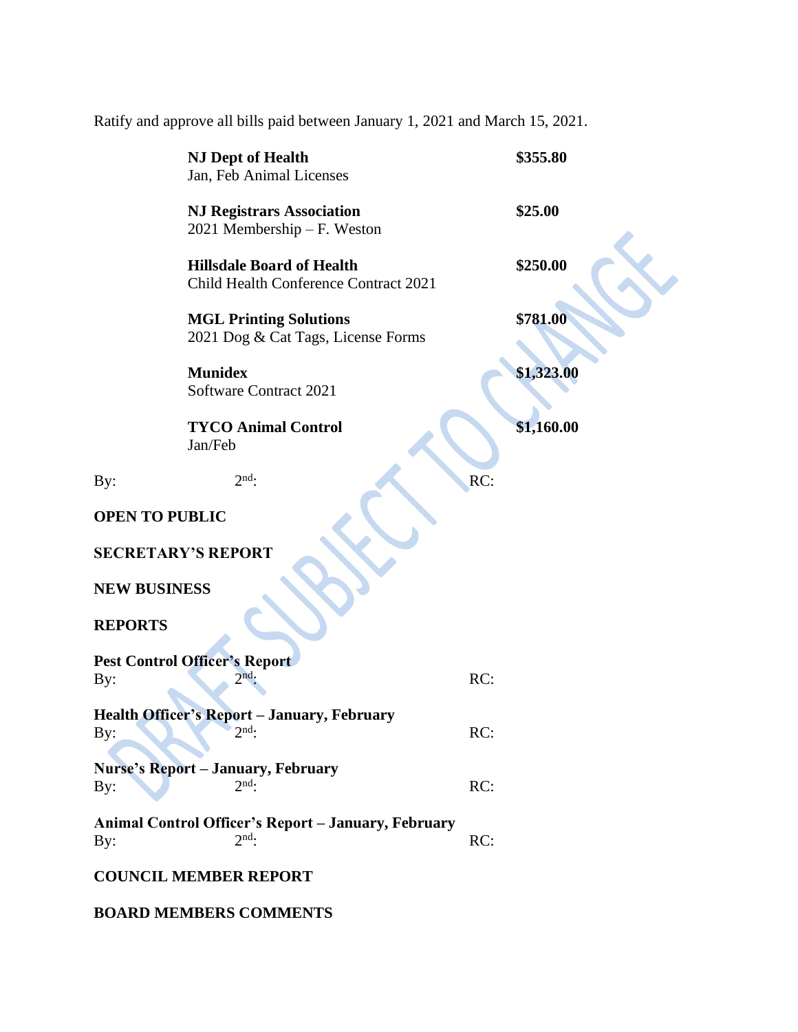Ratify and approve all bills paid between January 1, 2021 and March 15, 2021.

| | |
|---|---|
| **NJ Dept of Health**<br>Jan, Feb Animal Licenses | **$355.80** |
| **NJ Registrars Association**<br>2021 Membership – F. Weston | **$25.00** |
| **Hillsdale Board of Health**<br>Child Health Conference Contract 2021 | **$250.00** |
| **MGL Printing Solutions**<br>2021 Dog & Cat Tags, License Forms | **$781.00** |
| **Munidex**<br>Software Contract 2021 | **$1,323.00** |
| **TYCO Animal Control**<br>Jan/Feb | **$1,160.00** |

By: 2nd: RC:

**OPEN TO PUBLIC**

**SECRETARY'S REPORT**

**NEW BUSINESS**

**REPORTS**

**Pest Control Officer's Report**
By: 2nd: RC:

**Health Officer's Report – January, February**
By: 2nd: RC:

**Nurse's Report – January, February**
By: 2nd: RC:

**Animal Control Officer's Report – January, February**
By: 2nd: RC:

**COUNCIL MEMBER REPORT**

**BOARD MEMBERS COMMENTS**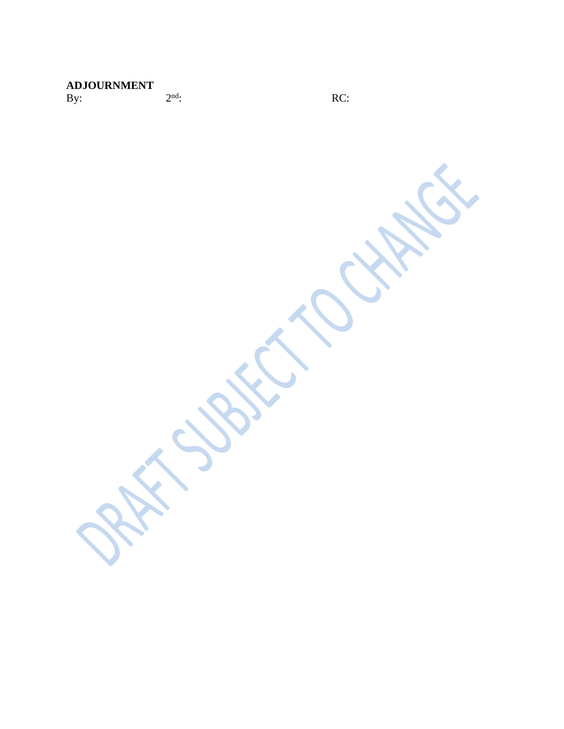**ADJOURNMENT**

By: 2nd: RC:

DRAFT SUBJECT TO CHANGE